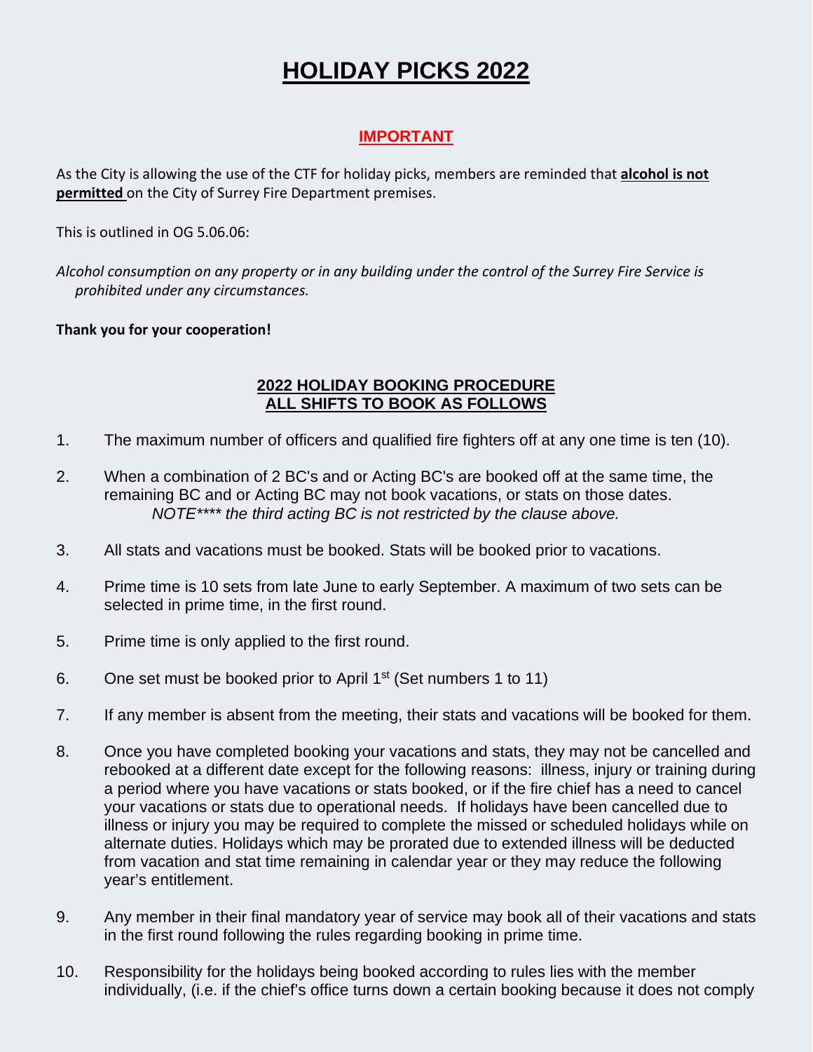# HOLIDAY PICKS 2022

## IMPORTANT

As the City is allowing the use of the CTF for holiday picks, members are reminded that **alcohol is not permitted** on the City of Surrey Fire Department premises.

This is outlined in OG 5.06.06:

*Alcohol consumption on any property or in any building under the control of the Surrey Fire Service is prohibited under any circumstances.*

**Thank you for your cooperation!**

## 2022 HOLIDAY BOOKING PROCEDURE
## ALL SHIFTS TO BOOK AS FOLLOWS

1. The maximum number of officers and qualified fire fighters off at any one time is ten (10).

2. When a combination of 2 BC's and or Acting BC's are booked off at the same time, the remaining BC and or Acting BC may not book vacations, or stats on those dates.
   *NOTE\*\*\*\* the third acting BC is not restricted by the clause above.*

3. All stats and vacations must be booked. Stats will be booked prior to vacations.

4. Prime time is 10 sets from late June to early September. A maximum of two sets can be selected in prime time, in the first round.

5. Prime time is only applied to the first round.

6. One set must be booked prior to April 1st (Set numbers 1 to 11)

7. If any member is absent from the meeting, their stats and vacations will be booked for them.

8. Once you have completed booking your vacations and stats, they may not be cancelled and rebooked at a different date except for the following reasons: illness, injury or training during a period where you have vacations or stats booked, or if the fire chief has a need to cancel your vacations or stats due to operational needs. If holidays have been cancelled due to illness or injury you may be required to complete the missed or scheduled holidays while on alternate duties. Holidays which may be prorated due to extended illness will be deducted from vacation and stat time remaining in calendar year or they may reduce the following year's entitlement.

9. Any member in their final mandatory year of service may book all of their vacations and stats in the first round following the rules regarding booking in prime time.

10. Responsibility for the holidays being booked according to rules lies with the member individually, (i.e. if the chief's office turns down a certain booking because it does not comply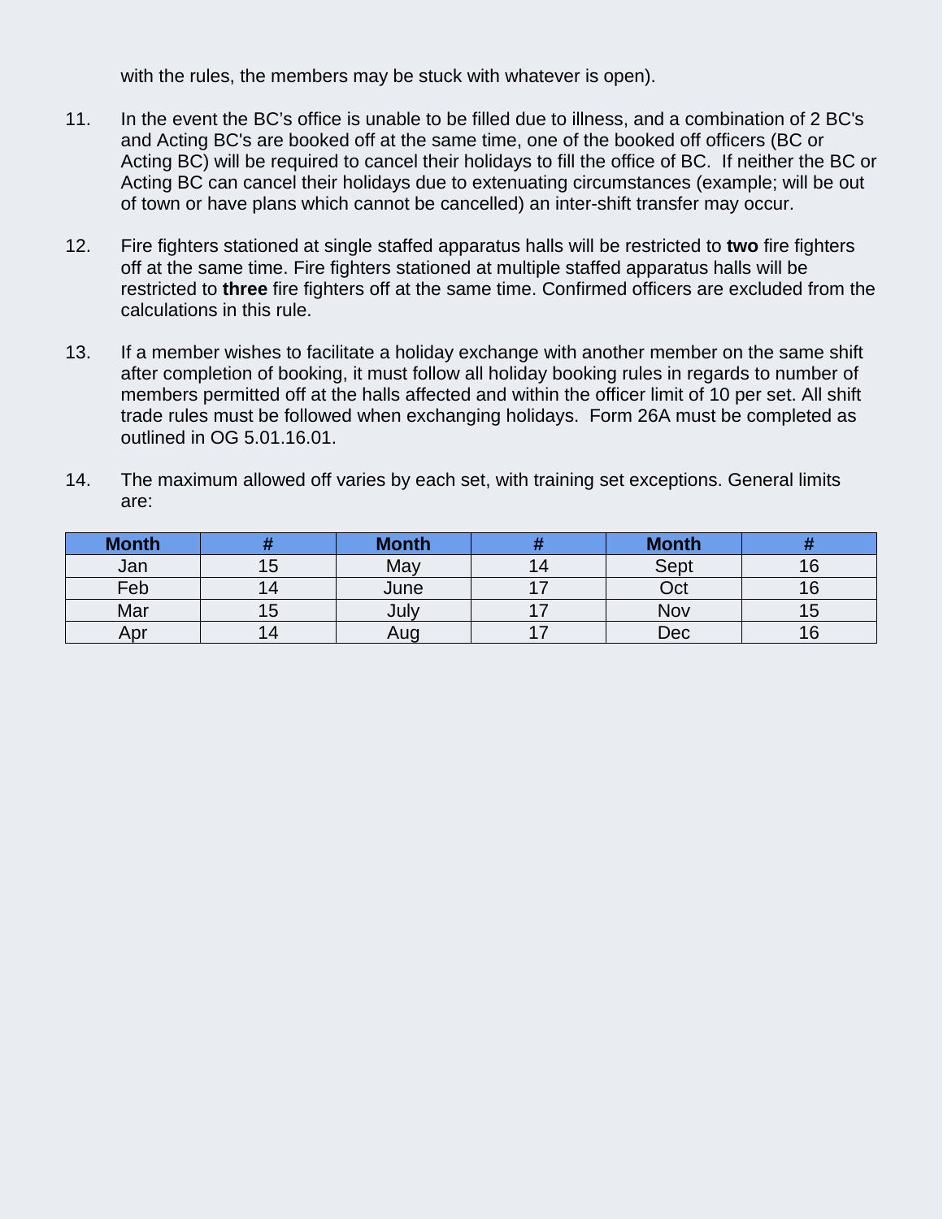with the rules, the members may be stuck with whatever is open).

11. In the event the BC's office is unable to be filled due to illness, and a combination of 2 BC's and Acting BC's are booked off at the same time, one of the booked off officers (BC or Acting BC) will be required to cancel their holidays to fill the office of BC. If neither the BC or Acting BC can cancel their holidays due to extenuating circumstances (example; will be out of town or have plans which cannot be cancelled) an inter-shift transfer may occur.

12. Fire fighters stationed at single staffed apparatus halls will be restricted to **two** fire fighters off at the same time. Fire fighters stationed at multiple staffed apparatus halls will be restricted to **three** fire fighters off at the same time. Confirmed officers are excluded from the calculations in this rule.

13. If a member wishes to facilitate a holiday exchange with another member on the same shift after completion of booking, it must follow all holiday booking rules in regards to number of members permitted off at the halls affected and within the officer limit of 10 per set. All shift trade rules must be followed when exchanging holidays. Form 26A must be completed as outlined in OG 5.01.16.01.

14. The maximum allowed off varies by each set, with training set exceptions. General limits are:

| Month | # | Month | # | Month | # |
|---|---|---|---|---|---|
| Jan | 15 | May | 14 | Sept | 16 |
| Feb | 14 | June | 17 | Oct | 16 |
| Mar | 15 | July | 17 | Nov | 15 |
| Apr | 14 | Aug | 17 | Dec | 16 |